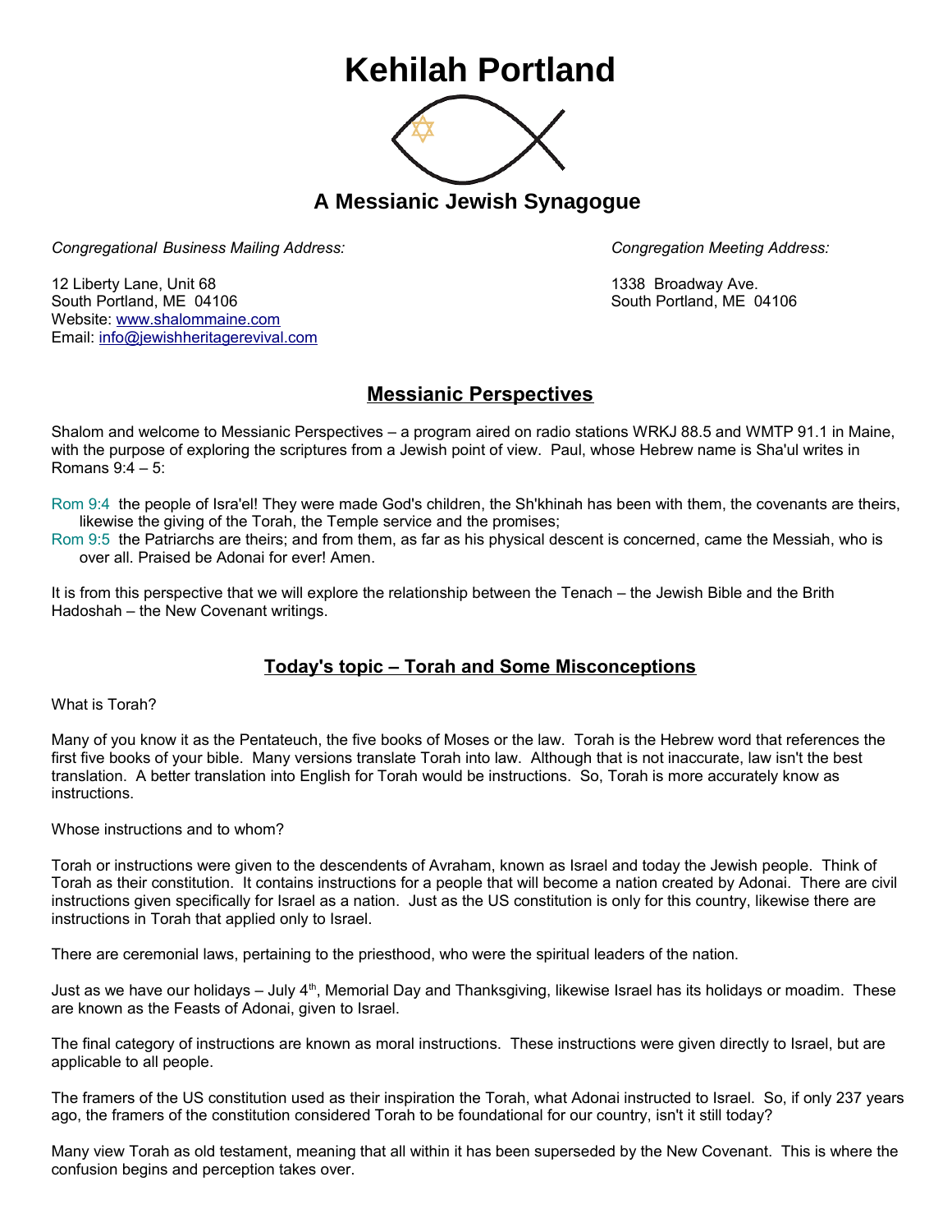# Kehilah Portland

## A Messianic Jewish Synagogue

*Congregational Business Mailing Address:*

12 Liberty Lane, Unit 68
South Portland, ME 04106
Website: www.shalommaine.com
Email: info@jewishheritagerevival.com

*Congregation Meeting Address:*

1338 Broadway Ave.
South Portland, ME 04106

## Messianic Perspectives

Shalom and welcome to Messianic Perspectives – a program aired on radio stations WRKJ 88.5 and WMTP 91.1 in Maine, with the purpose of exploring the scriptures from a Jewish point of view. Paul, whose Hebrew name is Sha'ul writes in Romans 9:4 – 5:

Rom 9:4 the people of Isra'el! They were made God's children, the Sh'khinah has been with them, the covenants are theirs, likewise the giving of the Torah, the Temple service and the promises;
Rom 9:5 the Patriarchs are theirs; and from them, as far as his physical descent is concerned, came the Messiah, who is over all. Praised be Adonai for ever! Amen.

It is from this perspective that we will explore the relationship between the Tenach – the Jewish Bible and the Brith Hadoshah – the New Covenant writings.

## Today's topic – Torah and Some Misconceptions

What is Torah?

Many of you know it as the Pentateuch, the five books of Moses or the law. Torah is the Hebrew word that references the first five books of your bible. Many versions translate Torah into law. Although that is not inaccurate, law isn't the best translation. A better translation into English for Torah would be instructions. So, Torah is more accurately know as instructions.

Whose instructions and to whom?

Torah or instructions were given to the descendents of Avraham, known as Israel and today the Jewish people. Think of Torah as their constitution. It contains instructions for a people that will become a nation created by Adonai. There are civil instructions given specifically for Israel as a nation. Just as the US constitution is only for this country, likewise there are instructions in Torah that applied only to Israel.

There are ceremonial laws, pertaining to the priesthood, who were the spiritual leaders of the nation.

Just as we have our holidays – July 4th, Memorial Day and Thanksgiving, likewise Israel has its holidays or moadim. These are known as the Feasts of Adonai, given to Israel.

The final category of instructions are known as moral instructions. These instructions were given directly to Israel, but are applicable to all people.

The framers of the US constitution used as their inspiration the Torah, what Adonai instructed to Israel. So, if only 237 years ago, the framers of the constitution considered Torah to be foundational for our country, isn't it still today?

Many view Torah as old testament, meaning that all within it has been superseded by the New Covenant. This is where the confusion begins and perception takes over.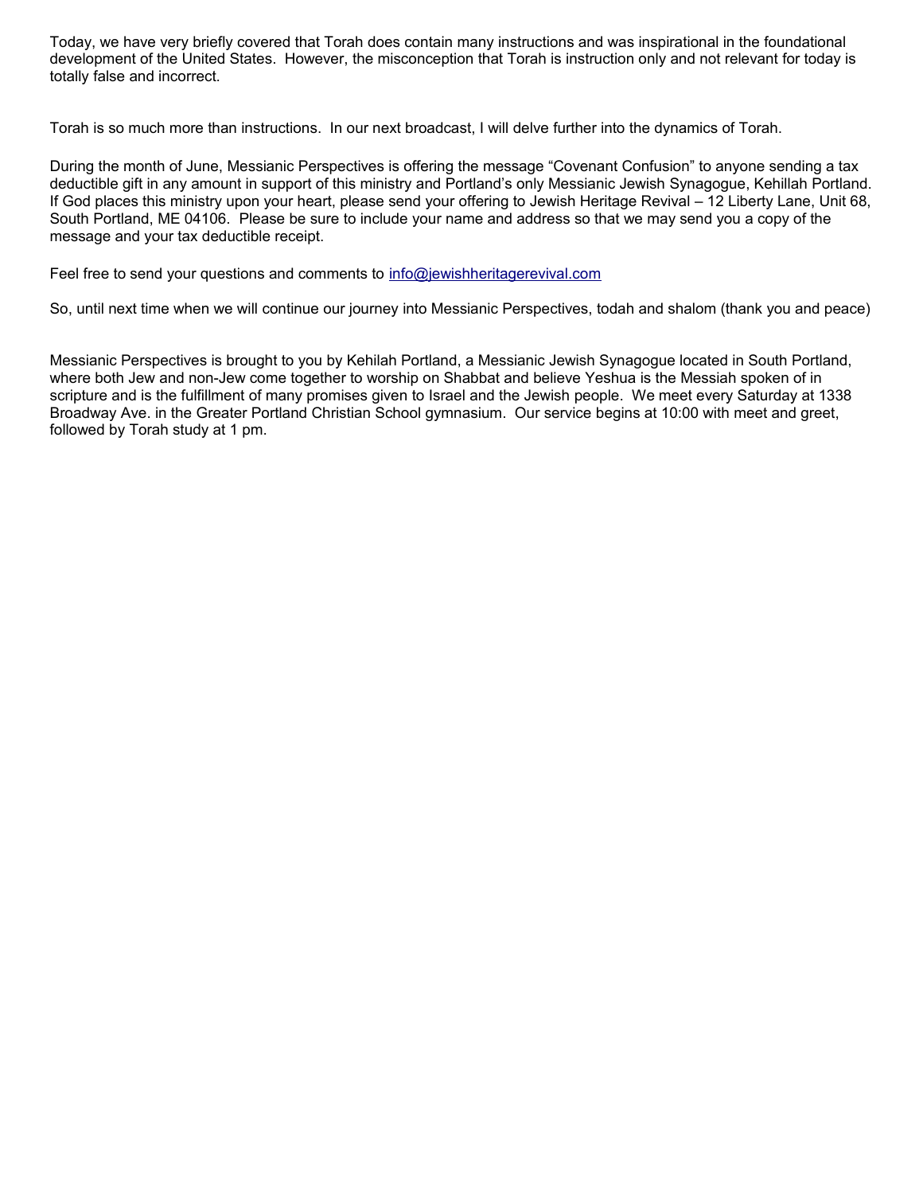Today, we have very briefly covered that Torah does contain many instructions and was inspirational in the foundational development of the United States. However, the misconception that Torah is instruction only and not relevant for today is totally false and incorrect.

Torah is so much more than instructions. In our next broadcast, I will delve further into the dynamics of Torah.

During the month of June, Messianic Perspectives is offering the message "Covenant Confusion" to anyone sending a tax deductible gift in any amount in support of this ministry and Portland's only Messianic Jewish Synagogue, Kehillah Portland. If God places this ministry upon your heart, please send your offering to Jewish Heritage Revival – 12 Liberty Lane, Unit 68, South Portland, ME 04106. Please be sure to include your name and address so that we may send you a copy of the message and your tax deductible receipt.

Feel free to send your questions and comments to info@jewishheritagerevival.com

So, until next time when we will continue our journey into Messianic Perspectives, todah and shalom (thank you and peace)

Messianic Perspectives is brought to you by Kehilah Portland, a Messianic Jewish Synagogue located in South Portland, where both Jew and non-Jew come together to worship on Shabbat and believe Yeshua is the Messiah spoken of in scripture and is the fulfillment of many promises given to Israel and the Jewish people. We meet every Saturday at 1338 Broadway Ave. in the Greater Portland Christian School gymnasium. Our service begins at 10:00 with meet and greet, followed by Torah study at 1 pm.